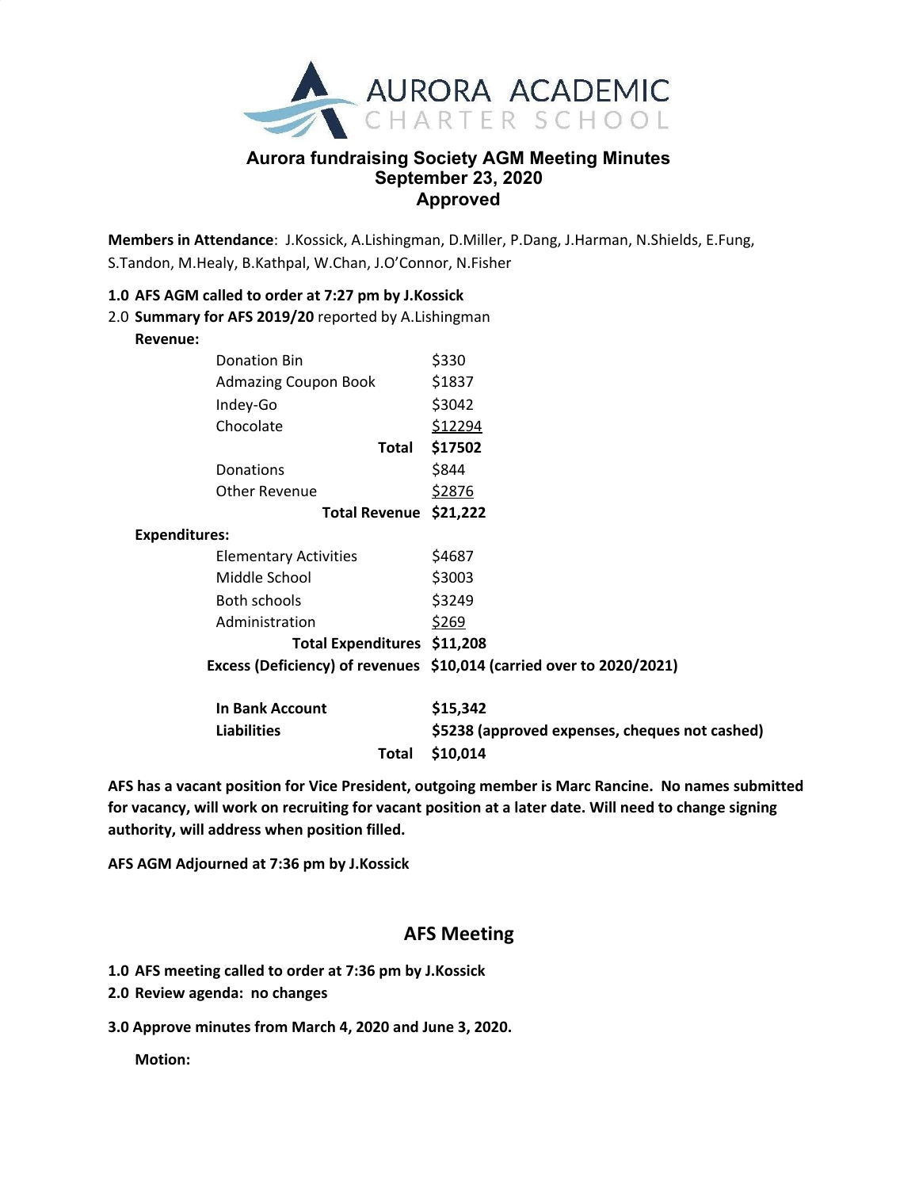# Aurora fundraising Society AGM Meeting Minutes
## September 23, 2020
## Approved

**Members in Attendance**: J.Kossick, A.Lishingman, D.Miller, P.Dang, J.Harman, N.Shields, E.Fung, S.Tandon, M.Healy, B.Kathpal, W.Chan, J.O'Connor, N.Fisher

**1.0 AFS AGM called to order at 7:27 pm by J.Kossick**

2.0 **Summary for AFS 2019/20** reported by A.Lishingman

**Revenue:**

| | |
|---|---|
| Donation Bin | $330 |
| Admazing Coupon Book | $1837 |
| Indey-Go | $3042 |
| Chocolate | $12294 |
| **Total** | **$17502** |
| Donations | $844 |
| Other Revenue | $2876 |
| **Total Revenue** | **$21,222** |

**Expenditures:**

| | |
|---|---|
| Elementary Activities | $4687 |
| Middle School | $3003 |
| Both schools | $3249 |
| Administration | $269 |
| **Total Expenditures** | **$11,208** |
| **Excess (Deficiency) of revenues** | **$10,014 (carried over to 2020/2021)** |
| | |
| **In Bank Account** | **$15,342** |
| **Liabilities** | **$5238 (approved expenses, cheques not cashed)** |
| **Total** | **$10,014** |

**AFS has a vacant position for Vice President, outgoing member is Marc Rancine. No names submitted for vacancy, will work on recruiting for vacant position at a later date. Will need to change signing authority, will address when position filled.**

**AFS AGM Adjourned at 7:36 pm by J.Kossick**

## AFS Meeting

**1.0 AFS meeting called to order at 7:36 pm by J.Kossick**

**2.0 Review agenda: no changes**

**3.0 Approve minutes from March 4, 2020 and June 3, 2020.**

**Motion:**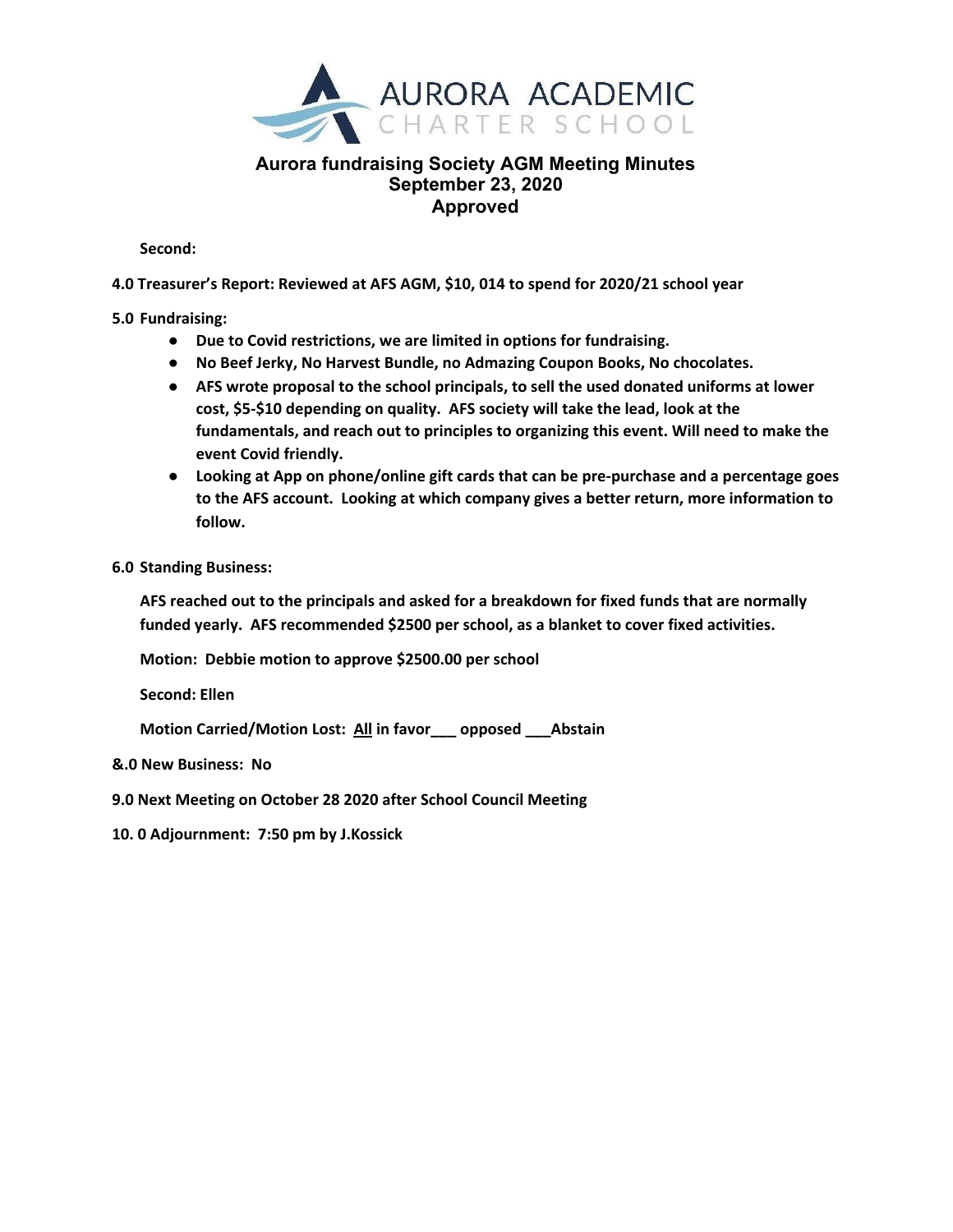# Aurora fundraising Society AGM Meeting Minutes
## September 23, 2020
## Approved

**Second:**

**4.0 Treasurer's Report: Reviewed at AFS AGM, $10, 014 to spend for 2020/21 school year**

**5.0 Fundraising:**

- **Due to Covid restrictions, we are limited in options for fundraising.**
- **No Beef Jerky, No Harvest Bundle, no Admazing Coupon Books, No chocolates.**
- **AFS wrote proposal to the school principals, to sell the used donated uniforms at lower cost, $5-$10 depending on quality. AFS society will take the lead, look at the fundamentals, and reach out to principles to organizing this event. Will need to make the event Covid friendly.**
- **Looking at App on phone/online gift cards that can be pre-purchase and a percentage goes to the AFS account. Looking at which company gives a better return, more information to follow.**

**6.0 Standing Business:**

**AFS reached out to the principals and asked for a breakdown for fixed funds that are normally funded yearly. AFS recommended $2500 per school, as a blanket to cover fixed activities.**

**Motion: Debbie motion to approve $2500.00 per school**

**Second: Ellen**

**Motion Carried/Motion Lost: All in favor___ opposed ___Abstain**

**&.0 New Business: No**

**9.0 Next Meeting on October 28 2020 after School Council Meeting**

**10. 0 Adjournment: 7:50 pm by J.Kossick**